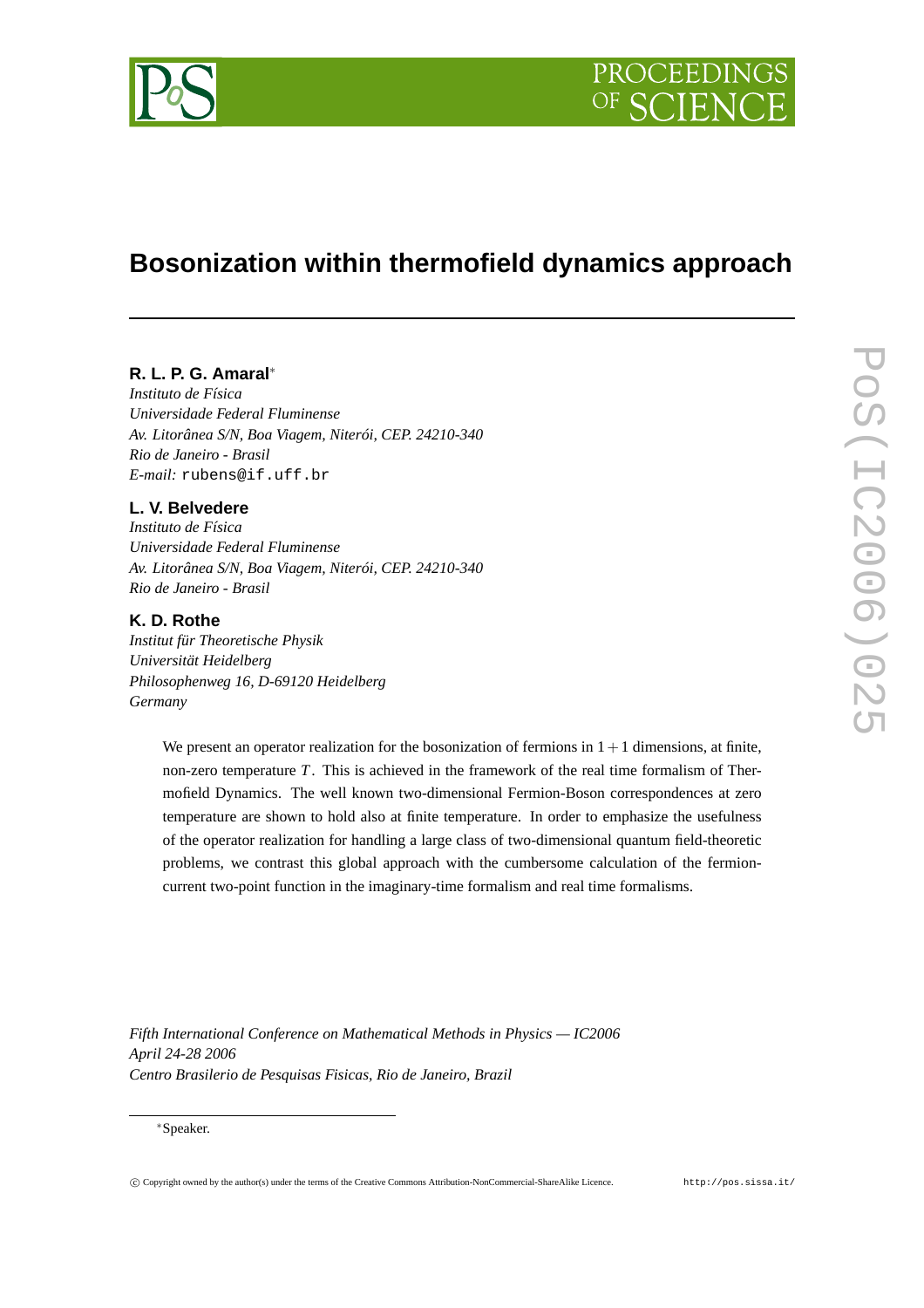# Bosonization within thermofield dynamics approach

**R. L. P. G. Amaral**[*]
*Instituto de Física*
*Universidade Federal Fluminense*
*Av. Litorânea S/N, Boa Viagem, Niterói, CEP. 24210-340*
*Rio de Janeiro - Brasil*
*E-mail:* rubens@if.uff.br

**L. V. Belvedere**
*Instituto de Física*
*Universidade Federal Fluminense*
*Av. Litorânea S/N, Boa Viagem, Niterói, CEP. 24210-340*
*Rio de Janeiro - Brasil*

**K. D. Rothe**
*Institut für Theoretische Physik*
*Universität Heidelberg*
*Philosophenweg 16, D-69120 Heidelberg*
*Germany*

We present an operator realization for the bosonization of fermions in $1+1$ dimensions, at finite, non-zero temperature $T$. This is achieved in the framework of the real time formalism of Thermofield Dynamics. The well known two-dimensional Fermion-Boson correspondences at zero temperature are shown to hold also at finite temperature. In order to emphasize the usefulness of the operator realization for handling a large class of two-dimensional quantum field-theoretic problems, we contrast this global approach with the cumbersome calculation of the fermion-current two-point function in the imaginary-time formalism and real time formalisms.

*Fifth International Conference on Mathematical Methods in Physics — IC2006*
*April 24-28 2006*
*Centro Brasilerio de Pesquisas Fisicas, Rio de Janeiro, Brazil*

[*]Speaker.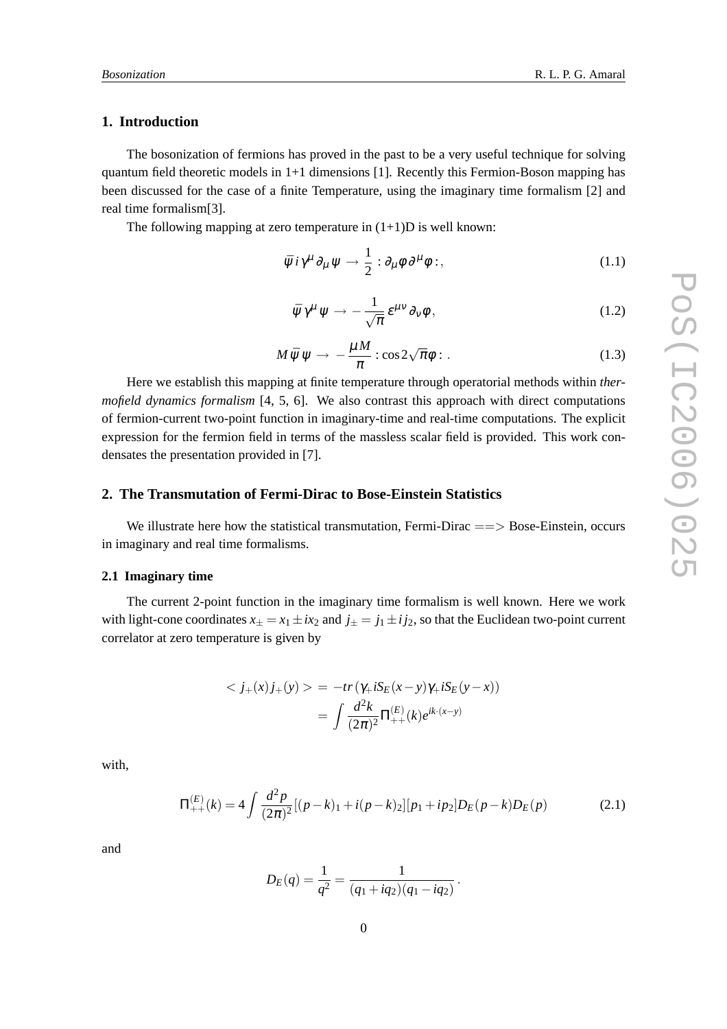## 1. Introduction

The bosonization of fermions has proved in the past to be a very useful technique for solving quantum field theoretic models in 1+1 dimensions [1]. Recently this Fermion-Boson mapping has been discussed for the case of a finite Temperature, using the imaginary time formalism [2] and real time formalism[3].

The following mapping at zero temperature in (1+1)D is well known:

$$\bar{\psi}\, i\,\gamma^{\mu}\,\partial_{\mu}\,\psi \;\rightarrow\; \frac{1}{2}\,:\partial_{\mu}\phi\,\partial^{\mu}\phi:, \tag{1.1}$$

$$\bar{\psi}\,\gamma^{\mu}\,\psi \;\rightarrow\; -\frac{1}{\sqrt{\pi}}\,\varepsilon^{\mu\nu}\,\partial_{\nu}\phi, \tag{1.2}$$

$$M\,\bar{\psi}\,\psi \;\rightarrow\; -\frac{\mu M}{\pi}\,:\cos 2\sqrt{\pi}\phi:\,. \tag{1.3}$$

Here we establish this mapping at finite temperature through operatorial methods within *thermofield dynamics formalism* [4, 5, 6]. We also contrast this approach with direct computations of fermion-current two-point function in imaginary-time and real-time computations. The explicit expression for the fermion field in terms of the massless scalar field is provided. This work condensates the presentation provided in [7].

## 2. The Transmutation of Fermi-Dirac to Bose-Einstein Statistics

We illustrate here how the statistical transmutation, Fermi-Dirac ==> Bose-Einstein, occurs in imaginary and real time formalisms.

### 2.1 Imaginary time

The current 2-point function in the imaginary time formalism is well known. Here we work with light-cone coordinates $x_{\pm} = x_1 \pm ix_2$ and $j_{\pm} = j_1 \pm i j_2$, so that the Euclidean two-point current correlator at zero temperature is given by

$$\begin{aligned} < j_+(x)\, j_+(y) > &= -tr\,(\gamma_+ iS_E(x-y)\gamma_+ iS_E(y-x)) \\ &= \int \frac{d^2k}{(2\pi)^2}\Pi^{(E)}_{++}(k)e^{ik\cdot(x-y)} \end{aligned}$$

with,

$$\Pi^{(E)}_{++}(k) = 4\int \frac{d^2p}{(2\pi)^2}[(p-k)_1 + i(p-k)_2][p_1 + ip_2]D_E(p-k)D_E(p) \tag{2.1}$$

and

$$D_E(q) = \frac{1}{q^2} = \frac{1}{(q_1+iq_2)(q_1-iq_2)}\,.$$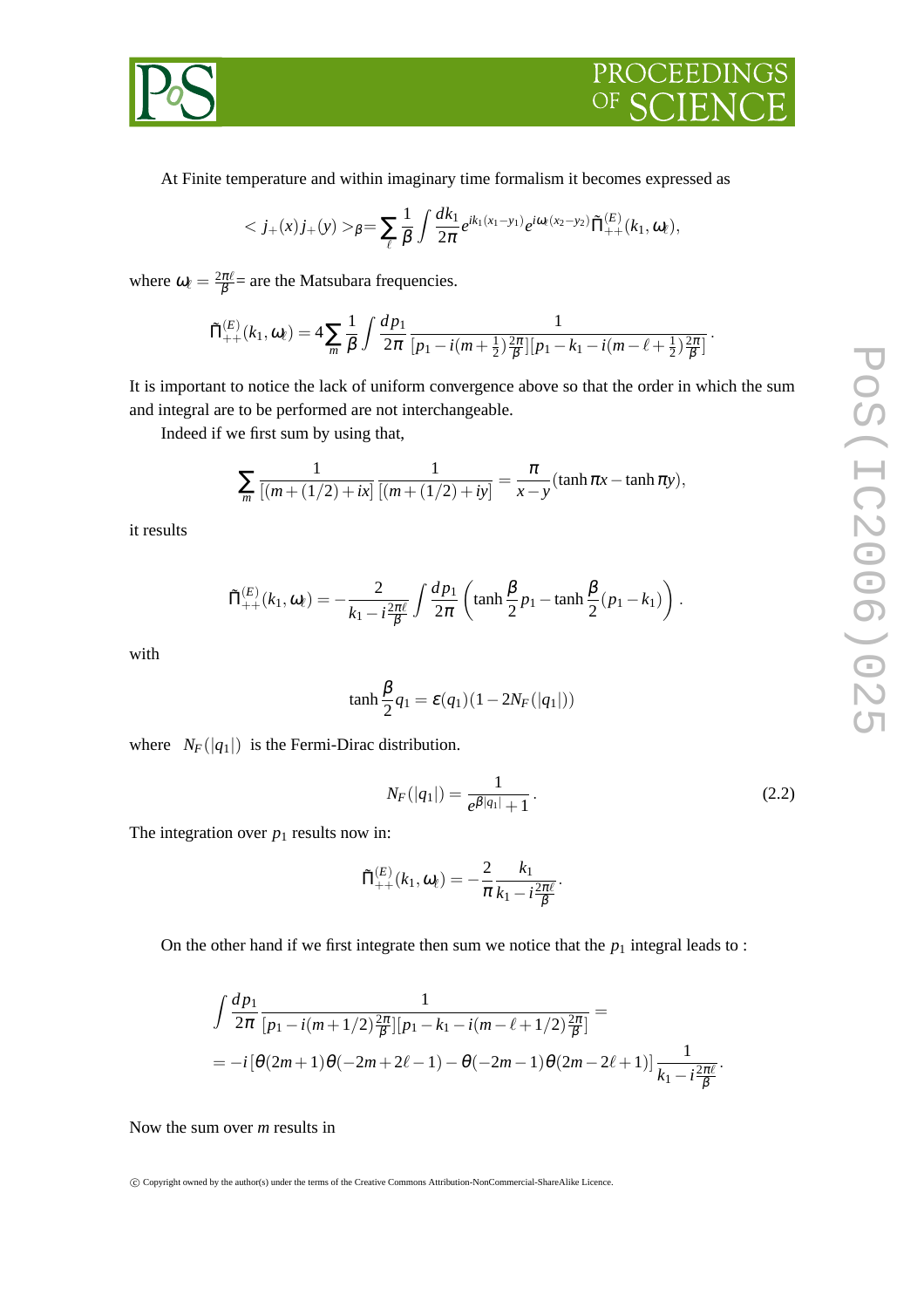At Finite temperature and within imaginary time formalism it becomes expressed as

$$< j_+(x) j_+(y) >_\beta = \sum_\ell \frac{1}{\beta} \int \frac{dk_1}{2\pi} e^{ik_1(x_1-y_1)} e^{i\omega_\ell(x_2-y_2)} \tilde{\Pi}^{(E)}_{++}(k_1, \omega_\ell),$$

where $\omega_\ell = \frac{2\pi\ell}{\beta}$= are the Matsubara frequencies.

$$\tilde{\Pi}^{(E)}_{++}(k_1, \omega_\ell) = 4 \sum_m \frac{1}{\beta} \int \frac{dp_1}{2\pi} \frac{1}{[p_1 - i(m+\frac{1}{2})\frac{2\pi}{\beta}][p_1 - k_1 - i(m-\ell+\frac{1}{2})\frac{2\pi}{\beta}]}.$$

It is important to notice the lack of uniform convergence above so that the order in which the sum and integral are to be performed are not interchangeable.

Indeed if we first sum by using that,

$$\sum_m \frac{1}{[(m+(1/2)+ix]} \frac{1}{[(m+(1/2)+iy]} = \frac{\pi}{x-y}(\tanh \pi x - \tanh \pi y),$$

it results

$$\tilde{\Pi}^{(E)}_{++}(k_1, \omega_\ell) = -\frac{2}{k_1 - i\frac{2\pi\ell}{\beta}} \int \frac{dp_1}{2\pi} \left( \tanh \frac{\beta}{2} p_1 - \tanh \frac{\beta}{2}(p_1 - k_1) \right).$$

with

$$\tanh \frac{\beta}{2} q_1 = \varepsilon(q_1)(1 - 2N_F(|q_1|))$$

where $N_F(|q_1|)$ is the Fermi-Dirac distribution.

$$N_F(|q_1|) = \frac{1}{e^{\beta|q_1|} + 1}. \tag{2.2}$$

The integration over $p_1$ results now in:

$$\tilde{\Pi}^{(E)}_{++}(k_1, \omega_\ell) = -\frac{2}{\pi} \frac{k_1}{k_1 - i\frac{2\pi\ell}{\beta}}.$$

On the other hand if we first integrate then sum we notice that the $p_1$ integral leads to :

$$\int \frac{dp_1}{2\pi} \frac{1}{[p_1 - i(m+1/2)\frac{2\pi}{\beta}][p_1 - k_1 - i(m-\ell+1/2)\frac{2\pi}{\beta}]} =$$
$$= -i\left[\theta(2m+1)\theta(-2m+2\ell-1) - \theta(-2m-1)\theta(2m-2\ell+1)\right] \frac{1}{k_1 - i\frac{2\pi\ell}{\beta}}.$$

Now the sum over $m$ results in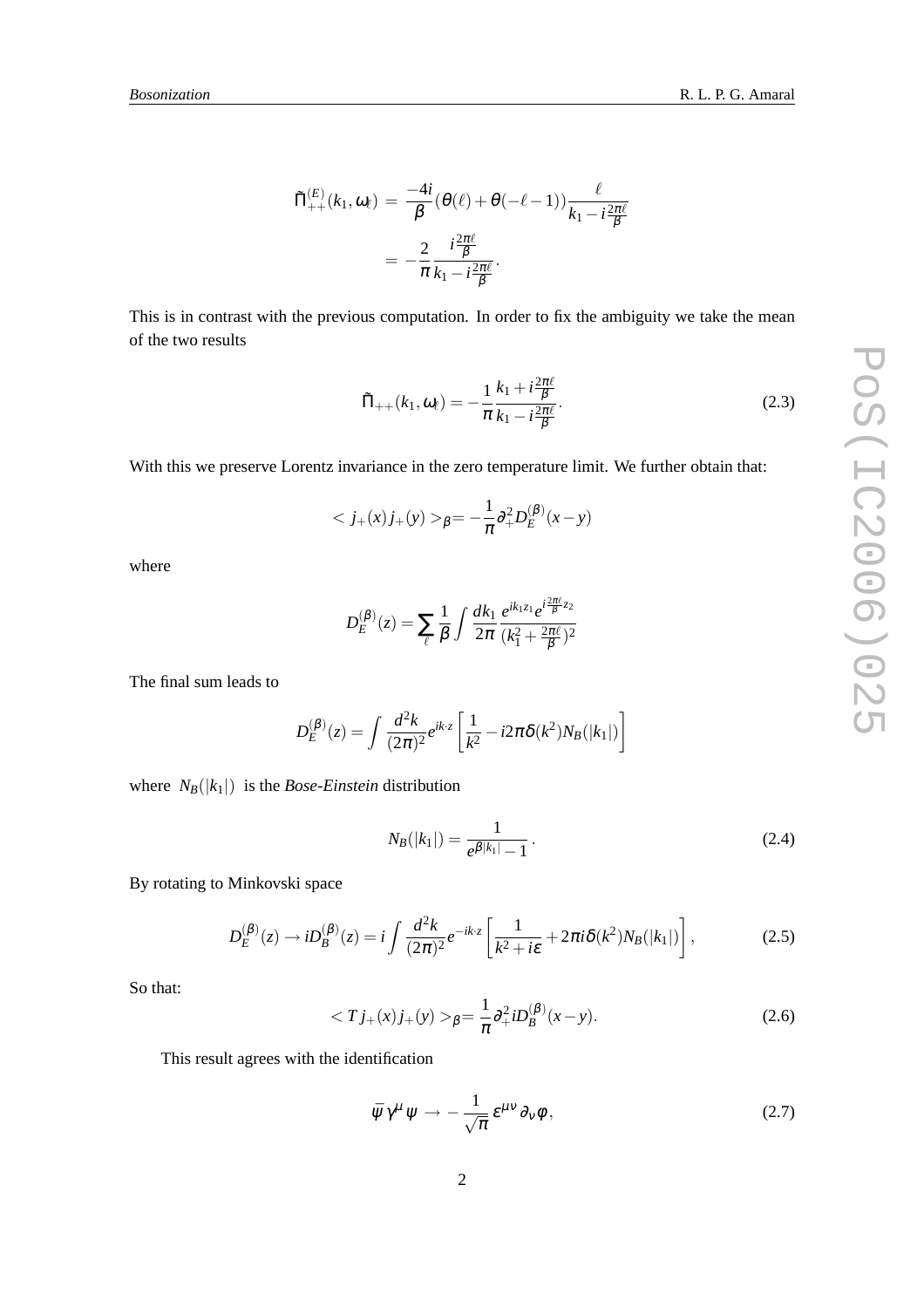$$\tilde{\Pi}^{(E)}_{++}(k_1,\omega_\ell) = \frac{-4i}{\beta}(\theta(\ell)+\theta(-\ell-1))\frac{\ell}{k_1 - i\frac{2\pi\ell}{\beta}}$$

$$= -\frac{2}{\pi}\frac{i\frac{2\pi\ell}{\beta}}{k_1 - i\frac{2\pi\ell}{\beta}}.$$

This is in contrast with the previous computation. In order to fix the ambiguity we take the mean of the two results

$$\tilde{\Pi}_{++}(k_1,\omega_\ell) = -\frac{1}{\pi}\frac{k_1 + i\frac{2\pi\ell}{\beta}}{k_1 - i\frac{2\pi\ell}{\beta}}. \tag{2.3}$$

With this we preserve Lorentz invariance in the zero temperature limit. We further obtain that:

$$< j_+(x) j_+(y) >_\beta = -\frac{1}{\pi}\partial_+^2 D_E^{(\beta)}(x-y)$$

where

$$D_E^{(\beta)}(z) = \sum_\ell \frac{1}{\beta}\int \frac{dk_1}{2\pi}\frac{e^{ik_1 z_1} e^{i\frac{2\pi\ell}{\beta}z_2}}{(k_1^2 + \frac{2\pi\ell}{\beta})^2}$$

The final sum leads to

$$D_E^{(\beta)}(z) = \int \frac{d^2k}{(2\pi)^2} e^{ik\cdot z}\left[\frac{1}{k^2} - i2\pi\delta(k^2)N_B(|k_1|)\right]$$

where $N_B(|k_1|)$ is the *Bose-Einstein* distribution

$$N_B(|k_1|) = \frac{1}{e^{\beta|k_1|}-1}. \tag{2.4}$$

By rotating to Minkovski space

$$D_E^{(\beta)}(z) \to iD_B^{(\beta)}(z) = i\int \frac{d^2k}{(2\pi)^2} e^{-ik\cdot z}\left[\frac{1}{k^2+i\varepsilon} + 2\pi i\delta(k^2)N_B(|k_1|)\right], \tag{2.5}$$

So that:

$$< T j_+(x) j_+(y) >_\beta = \frac{1}{\pi}\partial_+^2 iD_B^{(\beta)}(x-y). \tag{2.6}$$

This result agrees with the identification

$$\bar{\psi}\gamma^\mu\psi \to -\frac{1}{\sqrt{\pi}}\varepsilon^{\mu\nu}\partial_\nu\varphi, \tag{2.7}$$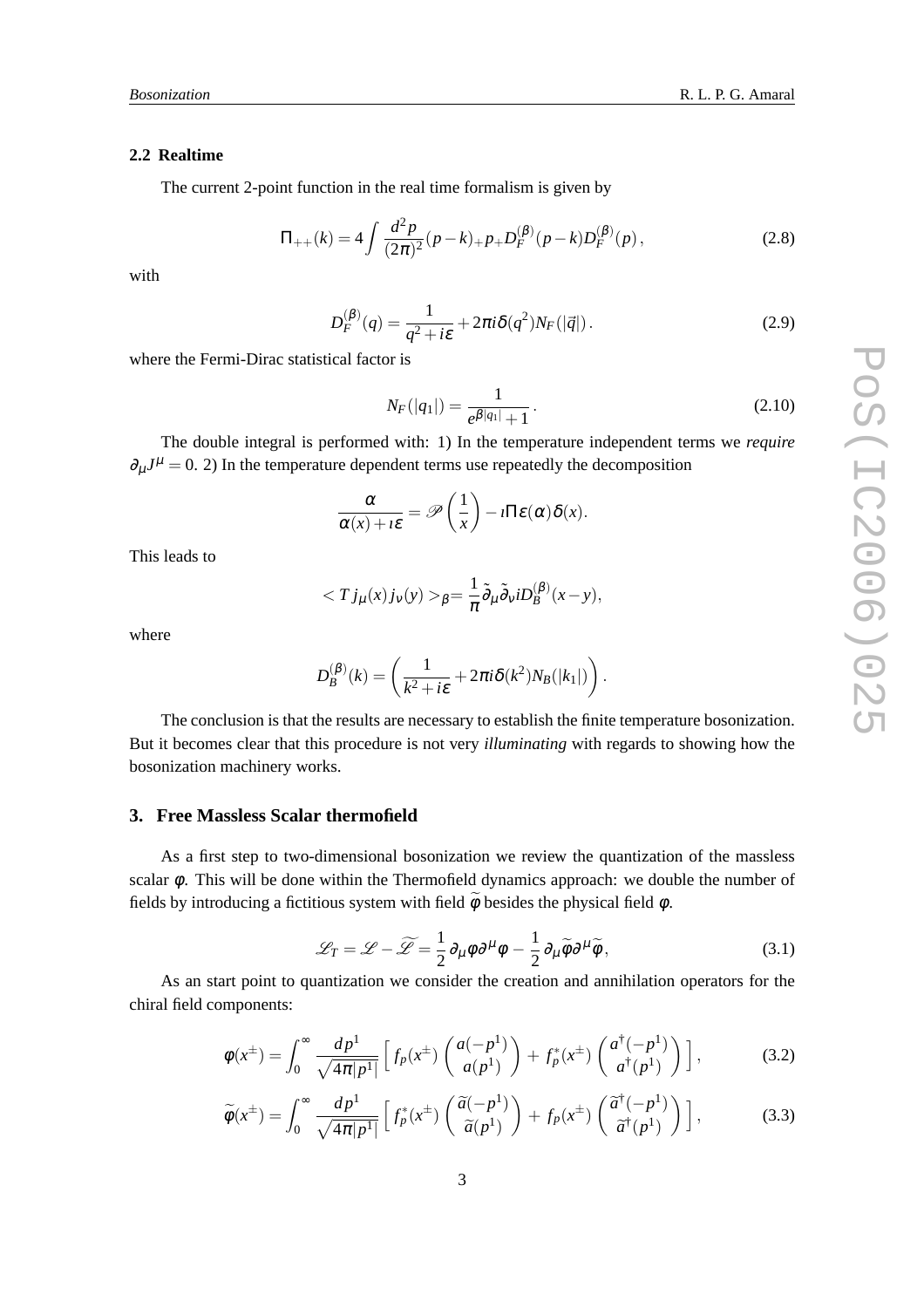### 2.2 Realtime

The current 2-point function in the real time formalism is given by

$$\Pi_{++}(k) = 4\int \frac{d^2p}{(2\pi)^2}(p-k)_+ p_+ D_F^{(\beta)}(p-k) D_F^{(\beta)}(p)\,, \tag{2.8}$$

with

$$D_F^{(\beta)}(q) = \frac{1}{q^2 + i\varepsilon} + 2\pi i\delta(q^2) N_F(|\vec{q}|)\,. \tag{2.9}$$

where the Fermi-Dirac statistical factor is

$$N_F(|q_1|) = \frac{1}{e^{\beta|q_1|}+1}\,. \tag{2.10}$$

The double integral is performed with: 1) In the temperature independent terms we *require* $\partial_\mu J^\mu = 0$. 2) In the temperature dependent terms use repeatedly the decomposition

$$\frac{\alpha}{\alpha(x)+\imath\varepsilon} = \mathscr{P}\left(\frac{1}{x}\right) - \imath\Pi\varepsilon(\alpha)\delta(x).$$

This leads to

$$< T\, j_\mu(x) j_\nu(y) >_\beta = \frac{1}{\pi}\tilde{\partial}_\mu \tilde{\partial}_\nu i D_B^{(\beta)}(x-y),$$

where

$$D_B^{(\beta)}(k) = \left(\frac{1}{k^2+i\varepsilon} + 2\pi i\delta(k^2) N_B(|k_1|)\right).$$

The conclusion is that the results are necessary to establish the finite temperature bosonization. But it becomes clear that this procedure is not very *illuminating* with regards to showing how the bosonization machinery works.

## 3. Free Massless Scalar thermofield

As a first step to two-dimensional bosonization we review the quantization of the massless scalar $\phi$. This will be done within the Thermofield dynamics approach: we double the number of fields by introducing a fictitious system with field $\widetilde{\phi}$ besides the physical field $\phi$.

$$\mathscr{L}_T = \mathscr{L} - \widetilde{\mathscr{L}} = \frac{1}{2}\partial_\mu\phi\partial^\mu\phi - \frac{1}{2}\partial_\mu\widetilde{\phi}\partial^\mu\widetilde{\phi}, \tag{3.1}$$

As an start point to quantization we consider the creation and annihilation operators for the chiral field components:

$$\phi(x^\pm) = \int_0^\infty \frac{dp^1}{\sqrt{4\pi|p^1|}}\Big[\, f_p(x^\pm)\begin{pmatrix} a(-p^1) \\ a(p^1)\end{pmatrix} + f_p^*(x^\pm)\begin{pmatrix} a^\dagger(-p^1) \\ a^\dagger(p^1)\end{pmatrix}\Big], \tag{3.2}$$

$$\widetilde{\phi}(x^\pm) = \int_0^\infty \frac{dp^1}{\sqrt{4\pi|p^1|}}\Big[\, f_p^*(x^\pm)\begin{pmatrix} \widetilde{a}(-p^1) \\ \widetilde{a}(p^1)\end{pmatrix} + f_p(x^\pm)\begin{pmatrix} \widetilde{a}^\dagger(-p^1) \\ \widetilde{a}^\dagger(p^1)\end{pmatrix}\Big], \tag{3.3}$$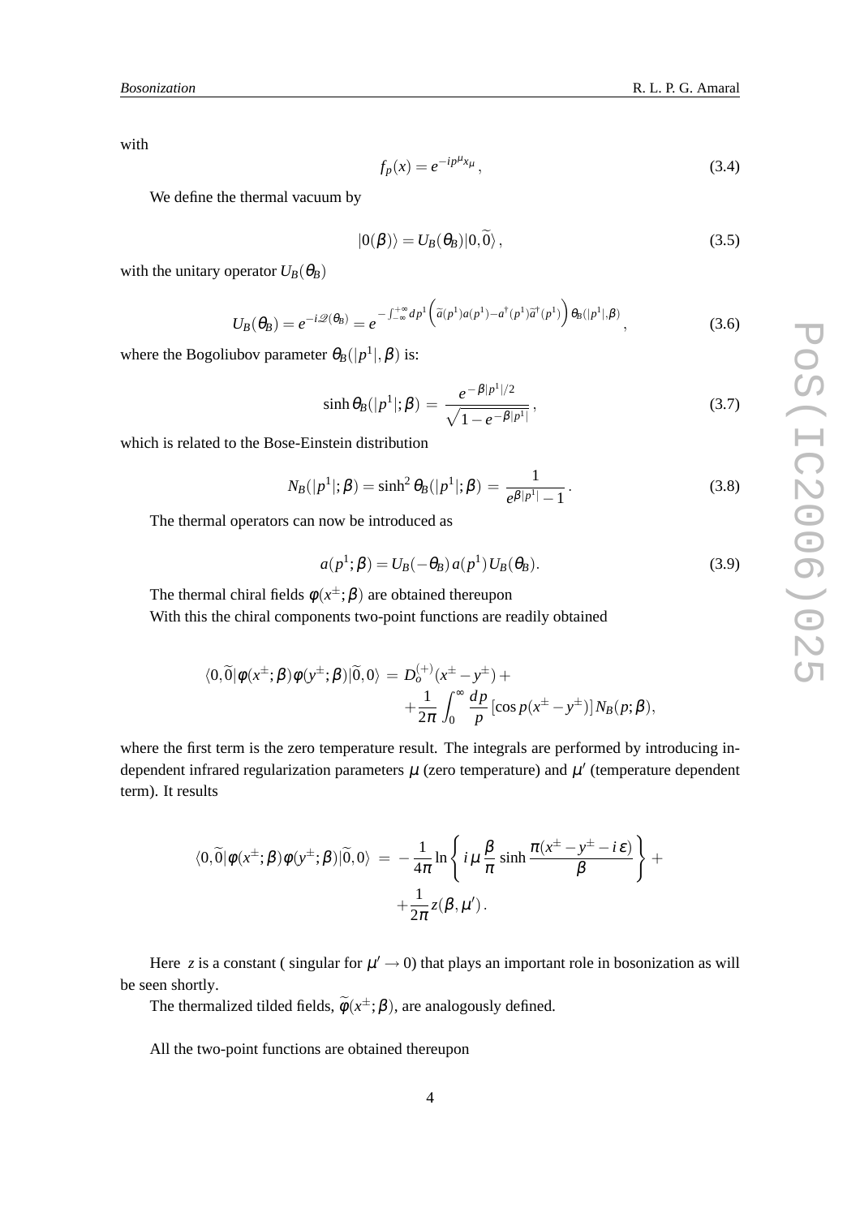with

$$f_p(x) = e^{-ip^\mu x_\mu}\,, \tag{3.4}$$

We define the thermal vacuum by

$$|0(\beta)\rangle = U_B(\theta_B)|0,\widetilde{0}\rangle\,, \tag{3.5}$$

with the unitary operator $U_B(\theta_B)$

$$U_B(\theta_B) = e^{-i\mathscr{Q}(\theta_B)} = e^{-\int_{-\infty}^{+\infty} dp^1 \left(\widetilde{a}(p^1)a(p^1) - a^\dagger(p^1)\widetilde{a}^\dagger(p^1)\right)\theta_B(|p^1|,\beta)}\,, \tag{3.6}$$

where the Bogoliubov parameter $\theta_B(|p^1|,\beta)$ is:

$$\sinh\theta_B(|p^1|;\beta) \,=\, \frac{e^{-\beta|p^1|/2}}{\sqrt{1-e^{-\beta|p^1|}}}\,, \tag{3.7}$$

which is related to the Bose-Einstein distribution

$$N_B(|p^1|;\beta) = \sinh^2\theta_B(|p^1|;\beta) \,=\, \frac{1}{e^{\beta|p^1|}-1}\,. \tag{3.8}$$

The thermal operators can now be introduced as

$$a(p^1;\beta) = U_B(-\theta_B)\,a(p^1)\,U_B(\theta_B). \tag{3.9}$$

The thermal chiral fields $\phi(x^\pm;\beta)$ are obtained thereupon

With this the chiral components two-point functions are readily obtained

$$\begin{aligned}\langle 0,\widetilde{0}|\phi(x^\pm;\beta)\phi(y^\pm;\beta)|\widetilde{0},0\rangle \,&=\, D_o^{(+)}(x^\pm - y^\pm) + \\ &+\frac{1}{2\pi}\int_0^\infty \frac{dp}{p}\left[\cos p(x^\pm - y^\pm)\right]N_B(p;\beta),\end{aligned}$$

where the first term is the zero temperature result. The integrals are performed by introducing independent infrared regularization parameters $\mu$ (zero temperature) and $\mu'$ (temperature dependent term). It results

$$\begin{aligned}\langle 0,\widetilde{0}|\phi(x^\pm;\beta)\phi(y^\pm;\beta)|\widetilde{0},0\rangle \,&=\, -\frac{1}{4\pi}\ln\left\{ i\,\mu\,\frac{\beta}{\pi}\sinh\frac{\pi(x^\pm - y^\pm - i\,\varepsilon)}{\beta}\right\} + \\ &+\frac{1}{2\pi}z(\beta,\mu')\,.\end{aligned}$$

Here $z$ is a constant ( singular for $\mu' \to 0$) that plays an important role in bosonization as will be seen shortly.

The thermalized tilded fields, $\widetilde{\phi}(x^\pm;\beta)$, are analogously defined.

All the two-point functions are obtained thereupon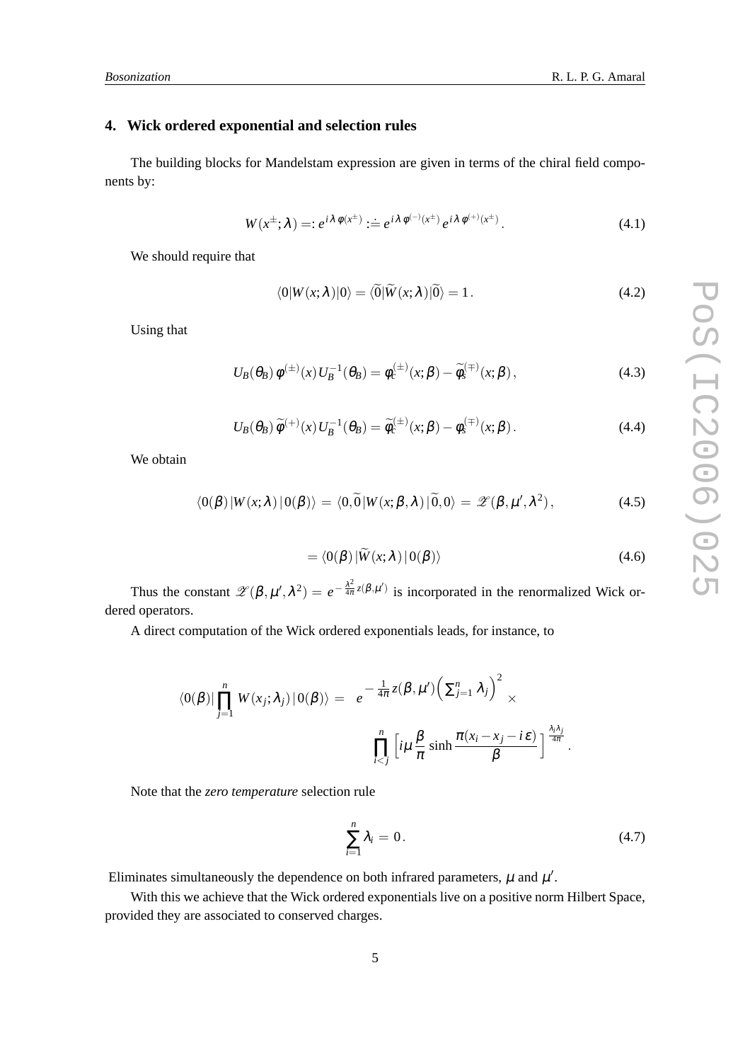## 4. Wick ordered exponential and selection rules

The building blocks for Mandelstam expression are given in terms of the chiral field components by:

$$W(x^{\pm};\lambda) =: e^{i\lambda\,\varphi(x^{\pm})} :\doteq e^{i\lambda\,\varphi^{(-)}(x^{\pm})}\, e^{i\lambda\,\varphi^{(+)}(x^{\pm})}\,. \tag{4.1}$$

We should require that

$$\langle 0|W(x;\lambda)|0\rangle = \langle\widetilde{0}|\widetilde{W}(x;\lambda)|\widetilde{0}\rangle = 1\,. \tag{4.2}$$

Using that

$$U_B(\theta_B)\,\varphi^{(\pm)}(x)\,U_B^{-1}(\theta_B) = \phi_c^{(\pm)}(x;\beta) - \widetilde{\phi}_s^{(\mp)}(x;\beta)\,, \tag{4.3}$$

$$U_B(\theta_B)\,\widetilde{\varphi}^{(+)}(x)\,U_B^{-1}(\theta_B) = \widetilde{\phi}_c^{(\pm)}(x;\beta) - \phi_s^{(\mp)}(x;\beta)\,. \tag{4.4}$$

We obtain

$$\langle 0(\beta)\,|W(x;\lambda)\,|\,0(\beta)\rangle \,=\, \langle 0,\widetilde{0}\,|W(x;\beta,\lambda)\,|\,\widetilde{0},0\rangle \,=\, \mathscr{Z}(\beta,\mu',\lambda^2)\,, \tag{4.5}$$

$$= \langle 0(\beta)\,|\widetilde{W}(x;\lambda)\,|\,0(\beta)\rangle \tag{4.6}$$

Thus the constant $\mathscr{Z}(\beta,\mu',\lambda^2) = e^{-\frac{\lambda^2}{4\pi}z(\beta,\mu')}$ is incorporated in the renormalized Wick ordered operators.

A direct computation of the Wick ordered exponentials leads, for instance, to

$$\langle 0(\beta)|\prod_{j=1}^{n} W(x_j;\lambda_j)\,|\,0(\beta)\rangle = e^{-\frac{1}{4\pi}z(\beta,\mu')\left(\sum_{j=1}^{n}\lambda_j\right)^2} \times \prod_{i<j}^{n}\left[i\mu\,\frac{\beta}{\pi}\sinh\frac{\pi(x_i-x_j-i\,\varepsilon)}{\beta}\right]^{\frac{\lambda_i\lambda_j}{4\pi}}.$$

Note that the *zero temperature* selection rule

$$\sum_{i=1}^{n}\lambda_i = 0\,. \tag{4.7}$$

Eliminates simultaneously the dependence on both infrared parameters, $\mu$ and $\mu'$.

With this we achieve that the Wick ordered exponentials live on a positive norm Hilbert Space, provided they are associated to conserved charges.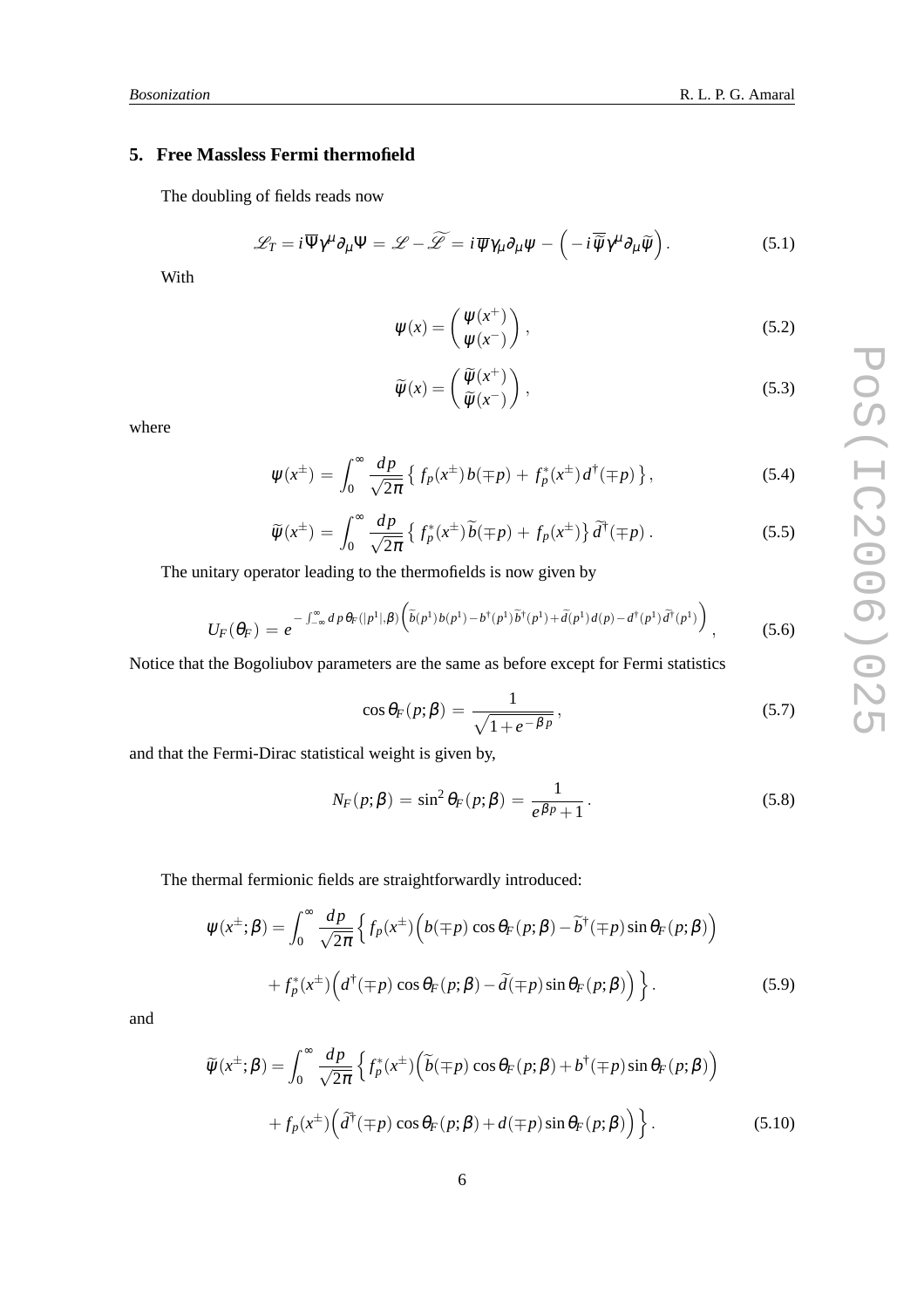## 5. Free Massless Fermi thermofield

The doubling of fields reads now

$$\mathscr{L}_T = i\overline{\Psi}\gamma^\mu \partial_\mu \Psi = \mathscr{L} - \widetilde{\mathscr{L}} = i\overline{\psi}\gamma_\mu\partial_\mu\psi - \left(-i\overline{\widetilde{\psi}}\gamma^\mu\partial_\mu\widetilde{\psi}\right). \tag{5.1}$$

With

$$\psi(x) = \begin{pmatrix} \psi(x^+) \\ \psi(x^-) \end{pmatrix}, \tag{5.2}$$

$$\widetilde{\psi}(x) = \begin{pmatrix} \widetilde{\psi}(x^+) \\ \widetilde{\psi}(x^-) \end{pmatrix}, \tag{5.3}$$

where

$$\psi(x^\pm) = \int_0^\infty \frac{dp}{\sqrt{2\pi}} \left\{ f_p(x^\pm)\, b(\mp p) + f_p^*(x^\pm)\, d^\dagger(\mp p) \right\}, \tag{5.4}$$

$$\widetilde{\psi}(x^\pm) = \int_0^\infty \frac{dp}{\sqrt{2\pi}} \left\{ f_p^*(x^\pm)\, \widetilde{b}(\mp p) + f_p(x^\pm) \right\} \widetilde{d}^\dagger(\mp p)\,. \tag{5.5}$$

The unitary operator leading to the thermofields is now given by

$$U_F(\theta_F) = e^{-\int_{-\infty}^{\infty} d\,p\,\theta_F(|p^1|,\beta)\left(\widetilde{b}(p^1)\,b(p^1) - b^\dagger(p^1)\,\widetilde{b}^\dagger(p^1) + \widetilde{d}(p^1)\,d(p) - d^\dagger(p^1)\,\widetilde{d}^\dagger(p^1)\right)}, \tag{5.6}$$

Notice that the Bogoliubov parameters are the same as before except for Fermi statistics

$$\cos\theta_F(p;\beta) = \frac{1}{\sqrt{1+e^{-\beta p}}}, \tag{5.7}$$

and that the Fermi-Dirac statistical weight is given by,

$$N_F(p;\beta) = \sin^2\theta_F(p;\beta) = \frac{1}{e^{\beta p}+1}. \tag{5.8}$$

The thermal fermionic fields are straightforwardly introduced:

$$\begin{aligned} \psi(x^\pm;\beta) = \int_0^\infty \frac{dp}{\sqrt{2\pi}} \Big\{ & f_p(x^\pm)\Big(b(\mp p)\cos\theta_F(p;\beta) - \widetilde{b}^\dagger(\mp p)\sin\theta_F(p;\beta)\Big) \\ & + f_p^*(x^\pm)\Big(d^\dagger(\mp p)\cos\theta_F(p;\beta) - \widetilde{d}(\mp p)\sin\theta_F(p;\beta)\Big) \Big\}. \end{aligned} \tag{5.9}$$

and

$$\begin{aligned} \widetilde{\psi}(x^\pm;\beta) = \int_0^\infty \frac{dp}{\sqrt{2\pi}} \Big\{ & f_p^*(x^\pm)\Big(\widetilde{b}(\mp p)\cos\theta_F(p;\beta) + b^\dagger(\mp p)\sin\theta_F(p;\beta)\Big) \\ & + f_p(x^\pm)\Big(\widetilde{d}^\dagger(\mp p)\cos\theta_F(p;\beta) + d(\mp p)\sin\theta_F(p;\beta)\Big) \Big\}. \end{aligned} \tag{5.10}$$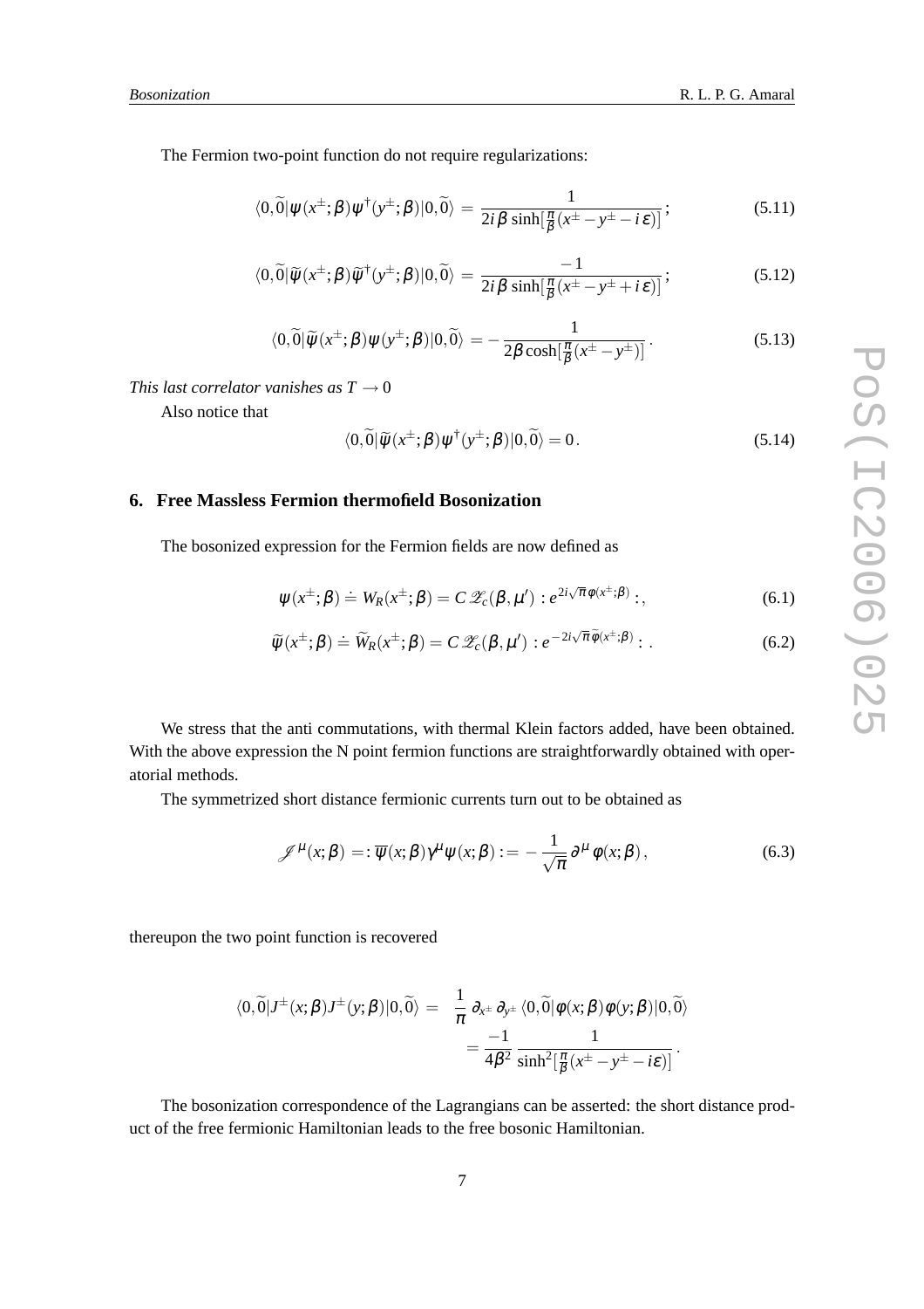The Fermion two-point function do not require regularizations:

$$\langle 0,\widetilde{0}|\psi(x^\pm;\beta)\psi^\dagger(y^\pm;\beta)|0,\widetilde{0}\rangle = \frac{1}{2i\beta\sinh[\frac{\pi}{\beta}(x^\pm - y^\pm - i\varepsilon)]}; \tag{5.11}$$

$$\langle 0,\widetilde{0}|\widetilde{\psi}(x^\pm;\beta)\widetilde{\psi}^\dagger(y^\pm;\beta)|0,\widetilde{0}\rangle = \frac{-1}{2i\beta\sinh[\frac{\pi}{\beta}(x^\pm - y^\pm + i\varepsilon)]}; \tag{5.12}$$

$$\langle 0,\widetilde{0}|\widetilde{\psi}(x^\pm;\beta)\psi(y^\pm;\beta)|0,\widetilde{0}\rangle = -\frac{1}{2\beta\cosh[\frac{\pi}{\beta}(x^\pm - y^\pm)]}. \tag{5.13}$$

*This last correlator vanishes as $T \to 0$*

Also notice that

$$\langle 0,\widetilde{0}|\widetilde{\psi}(x^\pm;\beta)\psi^\dagger(y^\pm;\beta)|0,\widetilde{0}\rangle = 0. \tag{5.14}$$

## 6. Free Massless Fermion thermofield Bosonization

The bosonized expression for the Fermion fields are now defined as

$$\psi(x^\pm;\beta) \doteq W_R(x^\pm;\beta) = C\,\mathscr{Z}_c(\beta,\mu') : e^{2i\sqrt{\pi}\varphi(x^\pm;\beta)} :, \tag{6.1}$$

$$\widetilde{\psi}(x^\pm;\beta) \doteq \widetilde{W}_R(x^\pm;\beta) = C\,\mathscr{Z}_c(\beta,\mu') : e^{-2i\sqrt{\pi}\widetilde{\varphi}(x^\pm;\beta)} : . \tag{6.2}$$

We stress that the anti commutations, with thermal Klein factors added, have been obtained. With the above expression the N point fermion functions are straightforwardly obtained with operatorial methods.

The symmetrized short distance fermionic currents turn out to be obtained as

$$\mathscr{J}^\mu(x;\beta) =: \overline{\psi}(x;\beta)\gamma^\mu\psi(x;\beta) := -\frac{1}{\sqrt{\pi}}\partial^\mu\varphi(x;\beta), \tag{6.3}$$

thereupon the two point function is recovered

$$\begin{aligned}\langle 0,\widetilde{0}|J^\pm(x;\beta)J^\pm(y;\beta)|0,\widetilde{0}\rangle &= \frac{1}{\pi}\,\partial_{x^\pm}\partial_{y^\pm}\langle 0,\widetilde{0}|\varphi(x;\beta)\varphi(y;\beta)|0,\widetilde{0}\rangle \\ &= \frac{-1}{4\beta^2}\,\frac{1}{\sinh^2[\frac{\pi}{\beta}(x^\pm - y^\pm - i\varepsilon)]}.\end{aligned}$$

The bosonization correspondence of the Lagrangians can be asserted: the short distance product of the free fermionic Hamiltonian leads to the free bosonic Hamiltonian.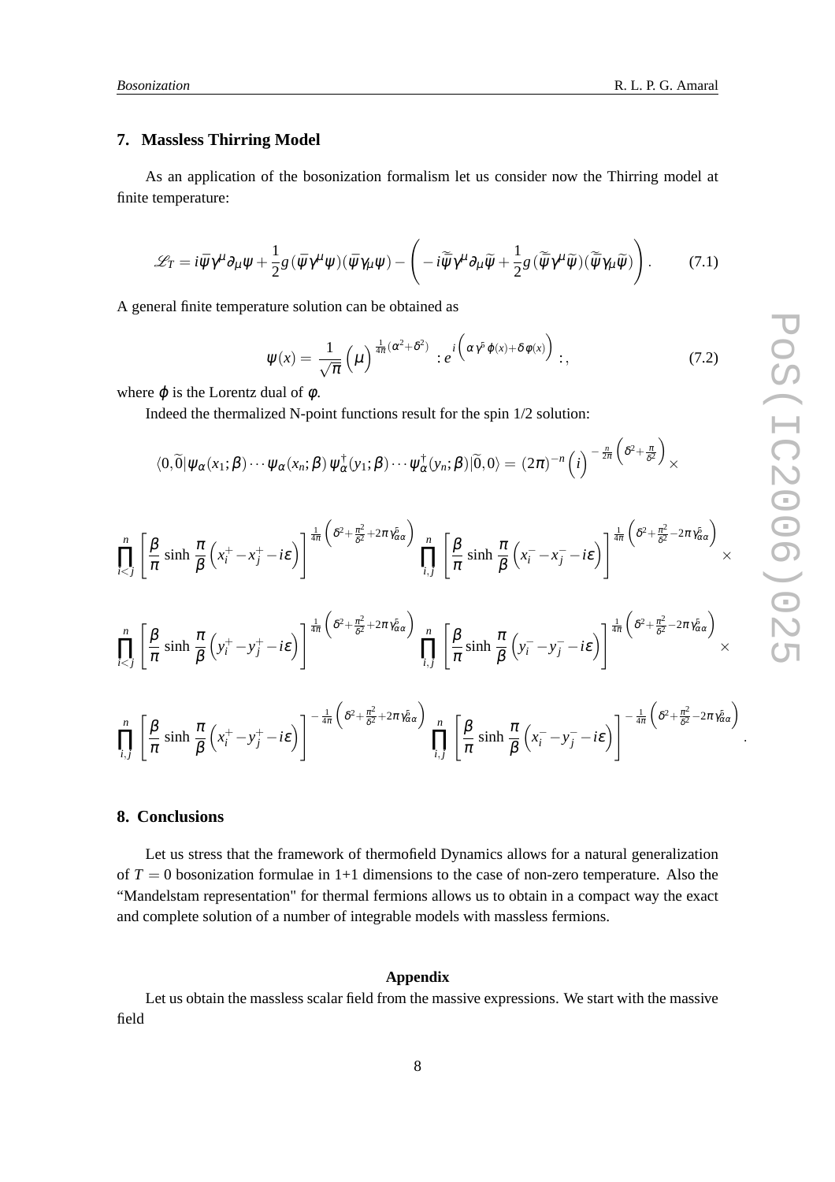## 7. Massless Thirring Model

As an application of the bosonization formalism let us consider now the Thirring model at finite temperature:

$$\mathscr{L}_T = i\bar{\psi}\gamma^\mu\partial_\mu\psi + \frac{1}{2}g\,(\bar{\psi}\gamma^\mu\psi)(\bar{\psi}\gamma_\mu\psi) - \left( -i\widetilde{\bar{\psi}}\gamma^\mu\partial_\mu\widetilde{\psi} + \frac{1}{2}g\,(\widetilde{\bar{\psi}}\gamma^\mu\widetilde{\psi})(\widetilde{\bar{\psi}}\gamma_\mu\widetilde{\psi}) \right). \tag{7.1}$$

A general finite temperature solution can be obtained as

$$\psi(x) = \frac{1}{\sqrt{\pi}} \left(\mu\right)^{\frac{1}{4\pi}(\alpha^2+\delta^2)} \; : e^{i\left(\alpha\,\gamma^5\,\phi(x) + \delta\,\varphi(x)\right)} :, \tag{7.2}$$

where $\phi$ is the Lorentz dual of $\varphi$.

Indeed the thermalized N-point functions result for the spin 1/2 solution:

$$\langle 0,\widetilde{0}|\psi_\alpha(x_1;\beta)\cdots\psi_\alpha(x_n;\beta)\,\psi^\dagger_\alpha(y_1;\beta)\cdots\psi^\dagger_\alpha(y_n;\beta)|\widetilde{0},0\rangle = (2\pi)^{-n}\left(i\right)^{-\frac{n}{2\pi}\left(\delta^2+\frac{\pi}{\delta^2}\right)} \times$$

$$\prod_{i<j}^{n}\left[\frac{\beta}{\pi}\sinh\frac{\pi}{\beta}\left(x_i^+ - x_j^+ - i\varepsilon\right)\right]^{\frac{1}{4\pi}\left(\delta^2+\frac{\pi^2}{\delta^2}+2\pi\gamma^5_{\alpha\alpha}\right)} \prod_{i,j}^{n}\left[\frac{\beta}{\pi}\sinh\frac{\pi}{\beta}\left(x_i^- - x_j^- - i\varepsilon\right)\right]^{\frac{1}{4\pi}\left(\delta^2+\frac{\pi^2}{\delta^2}-2\pi\gamma^5_{\alpha\alpha}\right)} \times$$

$$\prod_{i<j}^{n}\left[\frac{\beta}{\pi}\sinh\frac{\pi}{\beta}\left(y_i^+ - y_j^+ - i\varepsilon\right)\right]^{\frac{1}{4\pi}\left(\delta^2+\frac{\pi^2}{\delta^2}+2\pi\gamma^5_{\alpha\alpha}\right)} \prod_{i,j}^{n}\left[\frac{\beta}{\pi}\sinh\frac{\pi}{\beta}\left(y_i^- - y_j^- - i\varepsilon\right)\right]^{\frac{1}{4\pi}\left(\delta^2+\frac{\pi^2}{\delta^2}-2\pi\gamma^5_{\alpha\alpha}\right)} \times$$

$$\prod_{i,j}^{n}\left[\frac{\beta}{\pi}\sinh\frac{\pi}{\beta}\left(x_i^+ - y_j^+ - i\varepsilon\right)\right]^{-\frac{1}{4\pi}\left(\delta^2+\frac{\pi^2}{\delta^2}+2\pi\gamma^5_{\alpha\alpha}\right)} \prod_{i,j}^{n}\left[\frac{\beta}{\pi}\sinh\frac{\pi}{\beta}\left(x_i^- - y_j^- - i\varepsilon\right)\right]^{-\frac{1}{4\pi}\left(\delta^2+\frac{\pi^2}{\delta^2}-2\pi\gamma^5_{\alpha\alpha}\right)}.$$

## 8. Conclusions

Let us stress that the framework of thermofield Dynamics allows for a natural generalization of $T = 0$ bosonization formulae in 1+1 dimensions to the case of non-zero temperature. Also the "Mandelstam representation" for thermal fermions allows us to obtain in a compact way the exact and complete solution of a number of integrable models with massless fermions.

### Appendix

Let us obtain the massless scalar field from the massive expressions. We start with the massive field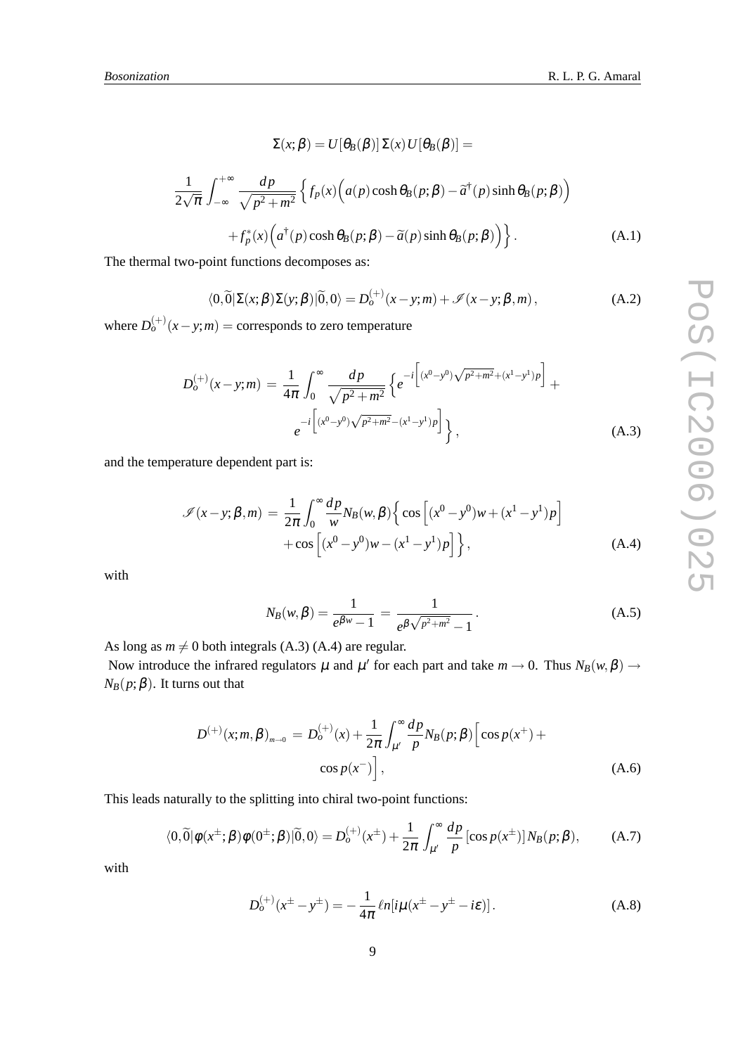$$\Sigma(x;\beta) = U[\theta_B(\beta)]\,\Sigma(x)\,U[\theta_B(\beta)] =$$

$$\frac{1}{2\sqrt{\pi}}\int_{-\infty}^{+\infty}\frac{dp}{\sqrt{p^2+m^2}}\Big\{f_p(x)\Big(a(p)\cosh\theta_B(p;\beta)-\widetilde{a}^{\dagger}(p)\sinh\theta_B(p;\beta)\Big)$$
$$+f_p^*(x)\Big(a^{\dagger}(p)\cosh\theta_B(p;\beta)-\widetilde{a}(p)\sinh\theta_B(p;\beta)\Big)\Big\}. \tag{A.1}$$

The thermal two-point functions decomposes as:

$$\langle 0,\widetilde{0}|\Sigma(x;\beta)\Sigma(y;\beta)|\widetilde{0},0\rangle = D_o^{(+)}(x-y;m)+\mathscr{I}(x-y;\beta,m)\,, \tag{A.2}$$

where $D_o^{(+)}(x-y;m) =$ corresponds to zero temperature

$$D_o^{(+)}(x-y;m) \,=\, \frac{1}{4\pi}\int_0^{\infty}\frac{dp}{\sqrt{p^2+m^2}}\Big\{e^{-i\left[(x^0-y^0)\sqrt{p^2+m^2}+(x^1-y^1)p\right]}+$$
$$e^{-i\left[(x^0-y^0)\sqrt{p^2+m^2}-(x^1-y^1)p\right]}\Big\}, \tag{A.3}$$

and the temperature dependent part is:

$$\mathscr{I}(x-y;\beta,m) \,=\, \frac{1}{2\pi}\int_0^{\infty}\frac{dp}{w}N_B(w,\beta)\Big\{\cos\Big[(x^0-y^0)w+(x^1-y^1)p\Big]$$
$$+\cos\Big[(x^0-y^0)w-(x^1-y^1)p\Big]\Big\}, \tag{A.4}$$

with

$$N_B(w,\beta) = \frac{1}{e^{\beta w}-1} \,=\, \frac{1}{e^{\beta\sqrt{p^2+m^2}}-1}\,. \tag{A.5}$$

As long as $m \neq 0$ both integrals (A.3) (A.4) are regular.

Now introduce the infrared regulators $\mu$ and $\mu'$ for each part and take $m \to 0$. Thus $N_B(w,\beta) \to N_B(p;\beta)$. It turns out that

$$D^{(+)}(x;m,\beta)_{m\to 0} \,=\, D_o^{(+)}(x)+\frac{1}{2\pi}\int_{\mu'}^{\infty}\frac{dp}{p}N_B(p;\beta)\Big[\cos p(x^+)+$$
$$\cos p(x^-)\Big], \tag{A.6}$$

This leads naturally to the splitting into chiral two-point functions:

$$\langle 0,\widetilde{0}|\varphi(x^{\pm};\beta)\varphi(0^{\pm};\beta)|\widetilde{0},0\rangle = D_o^{(+)}(x^{\pm})+\frac{1}{2\pi}\int_{\mu'}^{\infty}\frac{dp}{p}\left[\cos p(x^{\pm})\right]N_B(p;\beta), \tag{A.7}$$

with

$$D_o^{(+)}(x^{\pm}-y^{\pm}) = -\frac{1}{4\pi}\,\ell n[i\mu(x^{\pm}-y^{\pm}-i\varepsilon)]\,. \tag{A.8}$$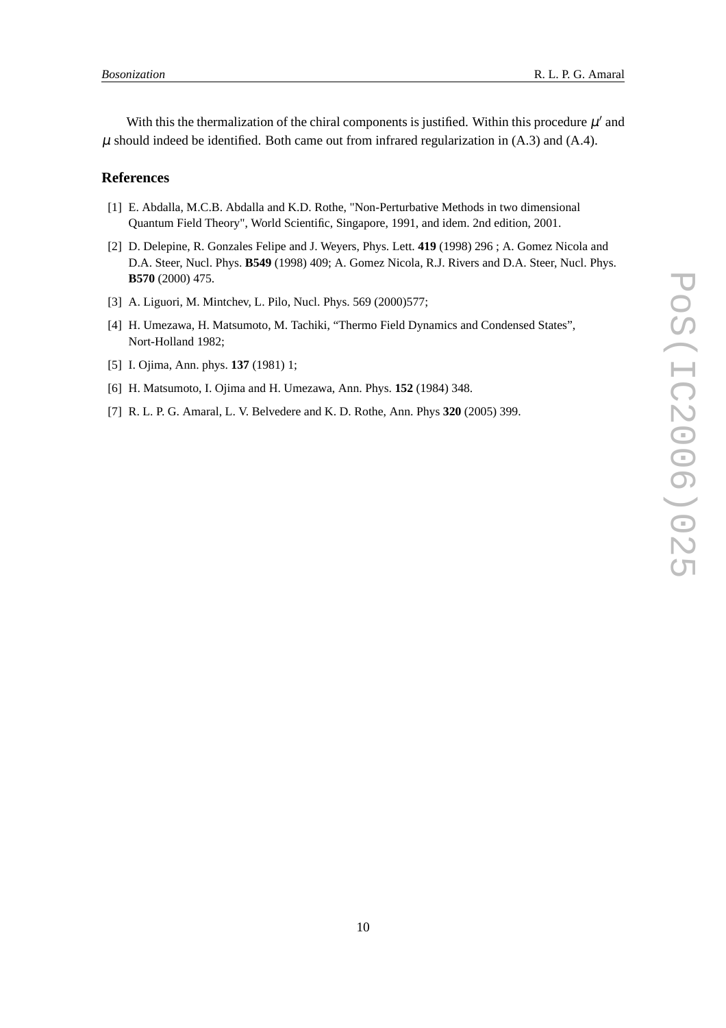With this the thermalization of the chiral components is justified. Within this procedure $\mu'$ and $\mu$ should indeed be identified. Both came out from infrared regularization in (A.3) and (A.4).

## References

[1] E. Abdalla, M.C.B. Abdalla and K.D. Rothe, "Non-Perturbative Methods in two dimensional Quantum Field Theory", World Scientific, Singapore, 1991, and idem. 2nd edition, 2001.

[2] D. Delepine, R. Gonzales Felipe and J. Weyers, Phys. Lett. **419** (1998) 296 ; A. Gomez Nicola and D.A. Steer, Nucl. Phys. **B549** (1998) 409; A. Gomez Nicola, R.J. Rivers and D.A. Steer, Nucl. Phys. **B570** (2000) 475.

[3] A. Liguori, M. Mintchev, L. Pilo, Nucl. Phys. 569 (2000)577;

[4] H. Umezawa, H. Matsumoto, M. Tachiki, "Thermo Field Dynamics and Condensed States", Nort-Holland 1982;

[5] I. Ojima, Ann. phys. **137** (1981) 1;

[6] H. Matsumoto, I. Ojima and H. Umezawa, Ann. Phys. **152** (1984) 348.

[7] R. L. P. G. Amaral, L. V. Belvedere and K. D. Rothe, Ann. Phys **320** (2005) 399.